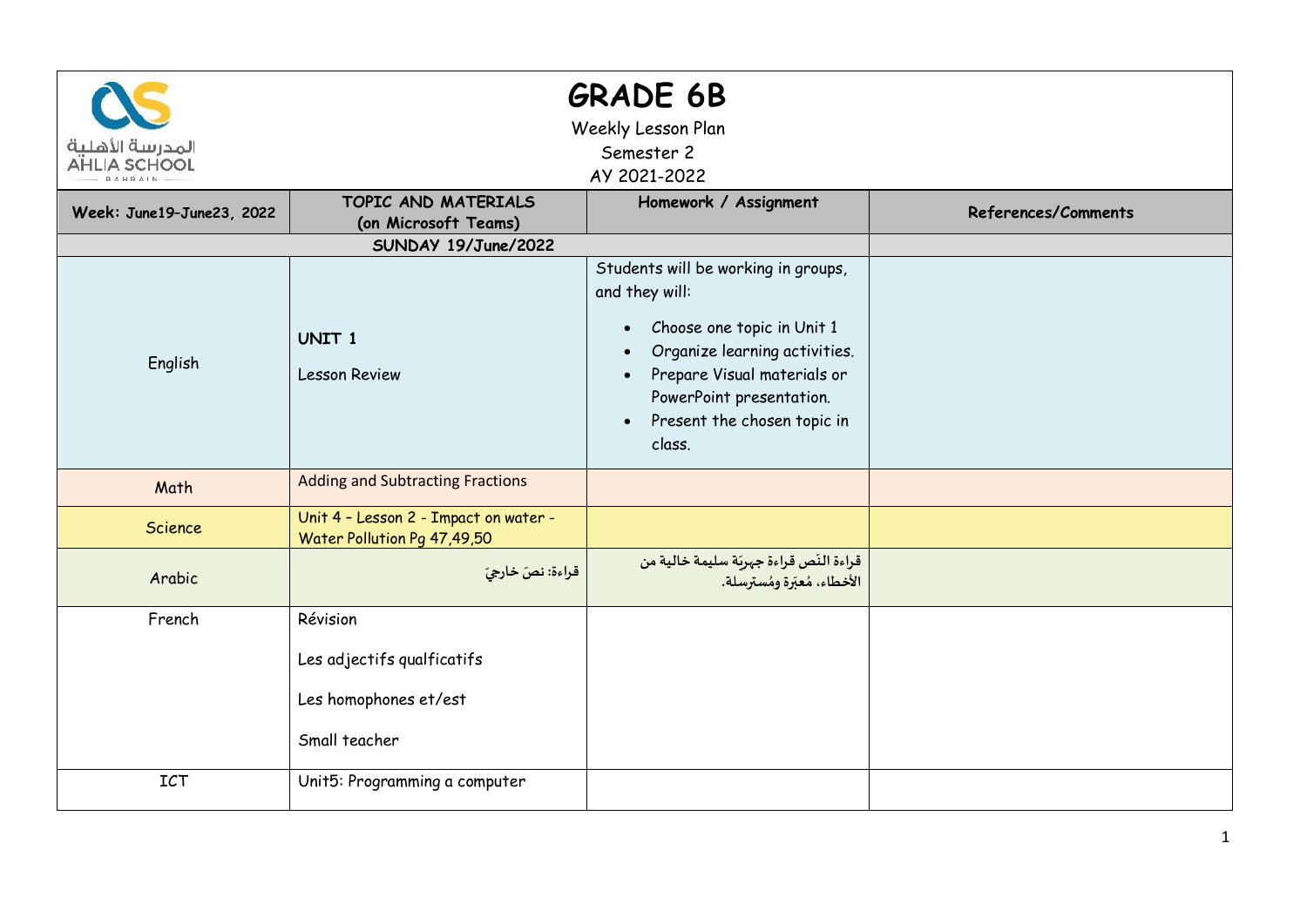المدرسة الأهلية
AHLIA SCHOOL
BAHRAIN

# GRADE 6B

Weekly Lesson Plan
Semester 2
AY 2021-2022

| Week: June19–June23, 2022 | TOPIC AND MATERIALS (on Microsoft Teams) | Homework / Assignment | References/Comments |
|---|---|---|---|
| **SUNDAY 19/June/2022** | | | |
| English | **UNIT 1**<br><br>Lesson Review | Students will be working in groups, and they will:<br>• Choose one topic in Unit 1<br>• Organize learning activities.<br>• Prepare Visual materials or PowerPoint presentation.<br>• Present the chosen topic in class. | |
| Math | Adding and Subtracting Fractions | | |
| Science | Unit 4 – Lesson 2 - Impact on water - Water Pollution Pg 47,49,50 | | |
| Arabic | قراءة: نصّ خارجيّ | قراءة النّص قراءة جهريّة سليمة خالية من الأخطاء، مُعبّرة ومُسترسلة. | |
| French | Révision<br><br>Les adjectifs qualficatifs<br><br>Les homophones et/est<br><br>Small teacher | | |
| ICT | Unit5: Programming a computer | | |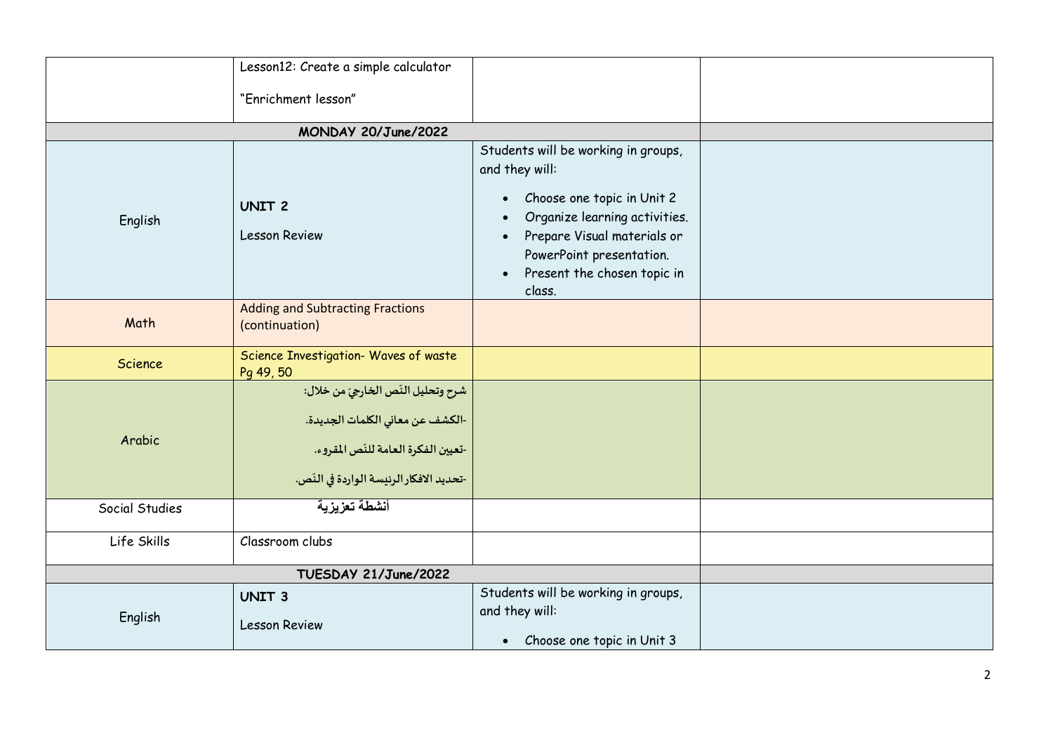| | | | |
|---|---|---|---|
| | Lesson12: Create a simple calculator<br><br>"Enrichment lesson" | | |
| **MONDAY 20/June/2022** | | | |
| English | **UNIT 2**<br><br>Lesson Review | Students will be working in groups, and they will:<br>• Choose one topic in Unit 2<br>• Organize learning activities.<br>• Prepare Visual materials or PowerPoint presentation.<br>• Present the chosen topic in class. | |
| Math | Adding and Subtracting Fractions (continuation) | | |
| Science | Science Investigation- Waves of waste Pg 49, 50 | | |
| Arabic | شرح وتحليل النّص الخارجيّ من خلال:<br>-الكشف عن معاني الكلمات الجديدة.<br>-تعيين الفكرة العامة للنّص المقروء.<br>-تحديد الافكار الرئيسة الواردة في النّص. | | |
| Social Studies | **أنشطة تعزيزية** | | |
| Life Skills | Classroom clubs | | |
| **TUESDAY 21/June/2022** | | | |
| English | **UNIT 3**<br><br>Lesson Review | Students will be working in groups, and they will:<br>• Choose one topic in Unit 3 | |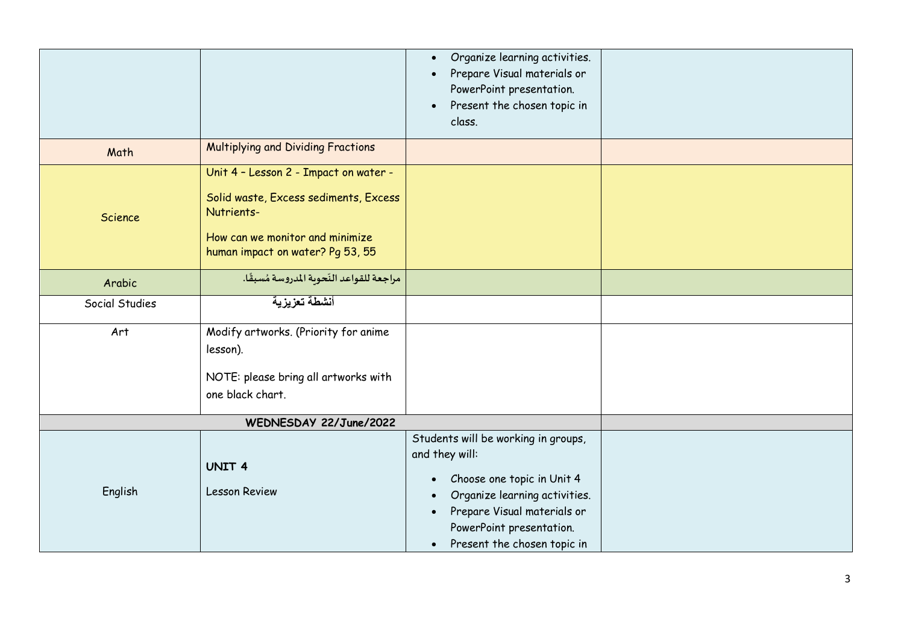| | | | |
|---|---|---|---|
| | | • Organize learning activities.<br>• Prepare Visual materials or PowerPoint presentation.<br>• Present the chosen topic in class. | |
| Math | Multiplying and Dividing Fractions | | |
| Science | Unit 4 – Lesson 2 - Impact on water -<br><br>Solid waste, Excess sediments, Excess Nutrients-<br><br>How can we monitor and minimize human impact on water? Pg 53, 55 | | |
| Arabic | مراجعة للقواعد النّحوية المدروسة مُسبقًا. | | |
| Social Studies | أنشطة تعزيزية | | |
| Art | Modify artworks. (Priority for anime lesson).<br><br>NOTE: please bring all artworks with one black chart. | | |
| **WEDNESDAY 22/June/2022** | | | |
| English | **UNIT 4**<br><br>Lesson Review | Students will be working in groups, and they will:<br><br>• Choose one topic in Unit 4<br>• Organize learning activities.<br>• Prepare Visual materials or PowerPoint presentation.<br>• Present the chosen topic in | |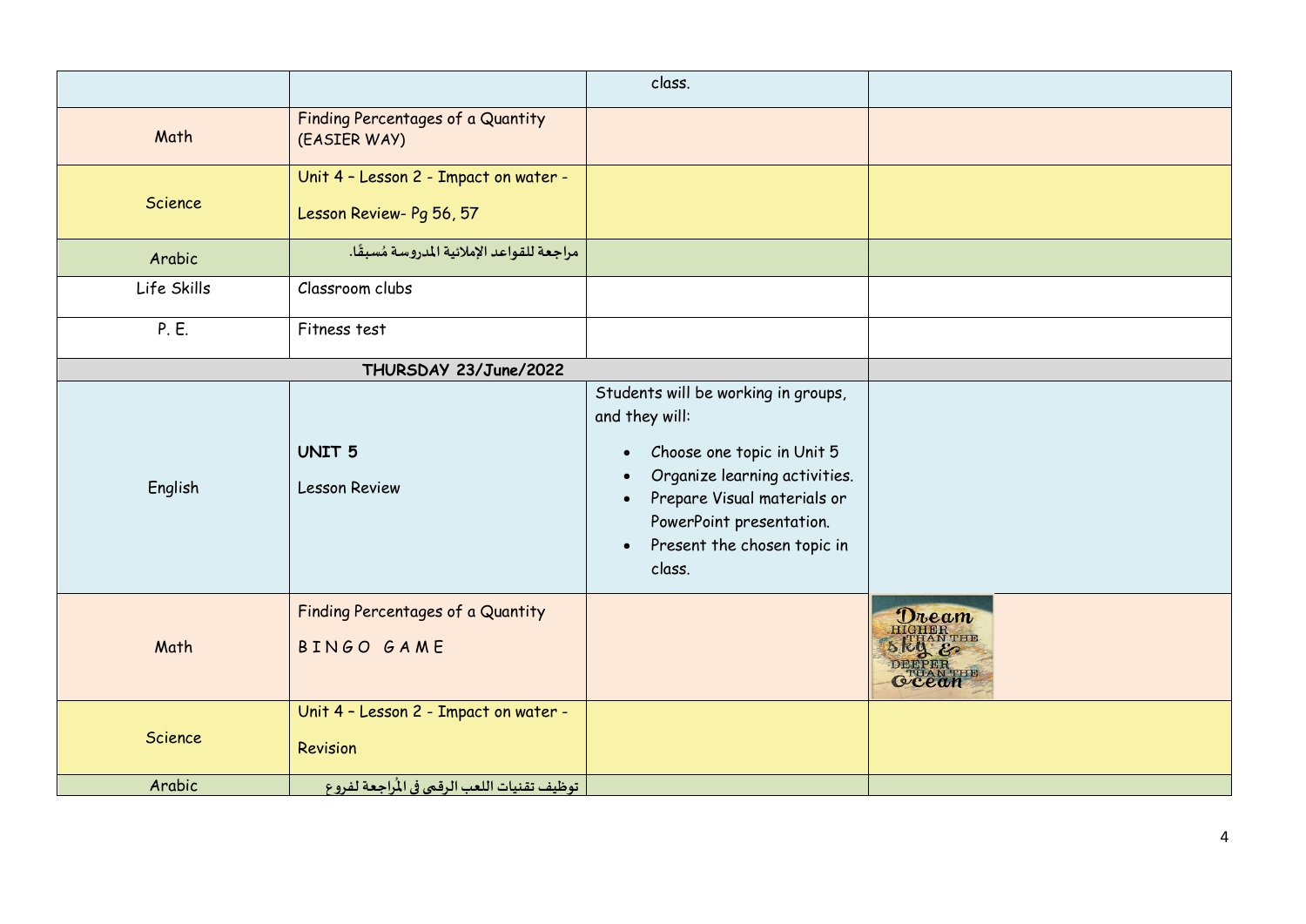| | | | |
|---|---|---|---|
| | | class. | |
| Math | Finding Percentages of a Quantity (EASIER WAY) | | |
| Science | Unit 4 – Lesson 2 - Impact on water - Lesson Review- Pg 56, 57 | | |
| Arabic | مراجعة للقواعد الإملائية المدروسة مُسبقًا. | | |
| Life Skills | Classroom clubs | | |
| P. E. | Fitness test | | |
| **THURSDAY 23/June/2022** | | | |
| English | **UNIT 5** Lesson Review | Students will be working in groups, and they will: <br>• Choose one topic in Unit 5 <br>• Organize learning activities. <br>• Prepare Visual materials or PowerPoint presentation. <br>• Present the chosen topic in class. | |
| Math | Finding Percentages of a Quantity B I N G O G A M E | | Dream HIGHER THAN THE sky & DEEPER THAN THE ocean |
| Science | Unit 4 – Lesson 2 - Impact on water - Revision | | |
| Arabic | توظيف تقنيات اللعب الرقمي في المُراجعة لفروع | | |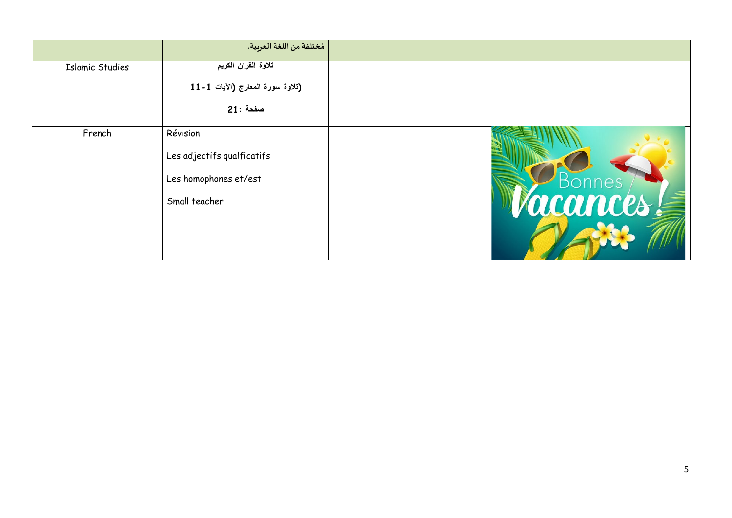| | | | |
|---|---|---|---|
| | مُختلفة من اللغة العربية. | | |
| Islamic Studies | تلاوة القرآن الكريم<br><br>(تلاوة سورة المعارج (الآيات 1-11<br><br>صفحة :21 | | |
| French | Révision<br><br>Les adjectifs qualficatifs<br><br>Les homophones et/est<br><br>Small teacher | | Bonnes Vacances! |